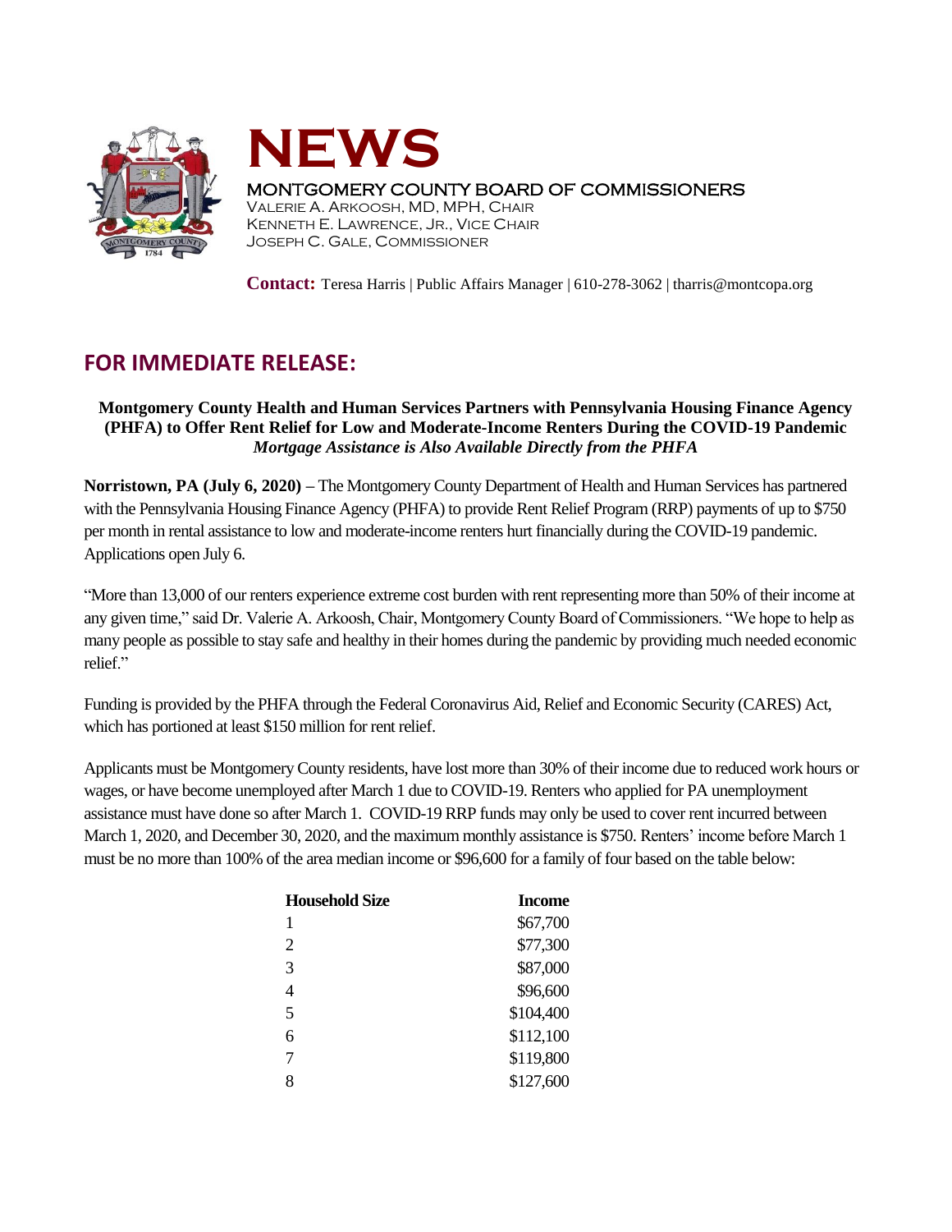# NEWS

MONTGOMERY COUNTY BOARD OF COMMISSIONERS
VALERIE A. ARKOOSH, MD, MPH, CHAIR
KENNETH E. LAWRENCE, JR., VICE CHAIR
JOSEPH C. GALE, COMMISSIONER

**Contact:** Teresa Harris | Public Affairs Manager | 610-278-3062 | tharris@montcopa.org

## FOR IMMEDIATE RELEASE:

**Montgomery County Health and Human Services Partners with Pennsylvania Housing Finance Agency (PHFA) to Offer Rent Relief for Low and Moderate-Income Renters During the COVID-19 Pandemic**
***Mortgage Assistance is Also Available Directly from the PHFA***

**Norristown, PA (July 6, 2020)** – The Montgomery County Department of Health and Human Services has partnered with the Pennsylvania Housing Finance Agency (PHFA) to provide Rent Relief Program (RRP) payments of up to $750 per month in rental assistance to low and moderate-income renters hurt financially during the COVID-19 pandemic. Applications open July 6.

"More than 13,000 of our renters experience extreme cost burden with rent representing more than 50% of their income at any given time," said Dr. Valerie A. Arkoosh, Chair, Montgomery County Board of Commissioners. "We hope to help as many people as possible to stay safe and healthy in their homes during the pandemic by providing much needed economic relief."

Funding is provided by the PHFA through the Federal Coronavirus Aid, Relief and Economic Security (CARES) Act, which has portioned at least $150 million for rent relief.

Applicants must be Montgomery County residents, have lost more than 30% of their income due to reduced work hours or wages, or have become unemployed after March 1 due to COVID-19. Renters who applied for PA unemployment assistance must have done so after March 1. COVID-19 RRP funds may only be used to cover rent incurred between March 1, 2020, and December 30, 2020, and the maximum monthly assistance is $750. Renters' income before March 1 must be no more than 100% of the area median income or $96,600 for a family of four based on the table below:

| Household Size | Income |
|---|---|
| 1 | $67,700 |
| 2 | $77,300 |
| 3 | $87,000 |
| 4 | $96,600 |
| 5 | $104,400 |
| 6 | $112,100 |
| 7 | $119,800 |
| 8 | $127,600 |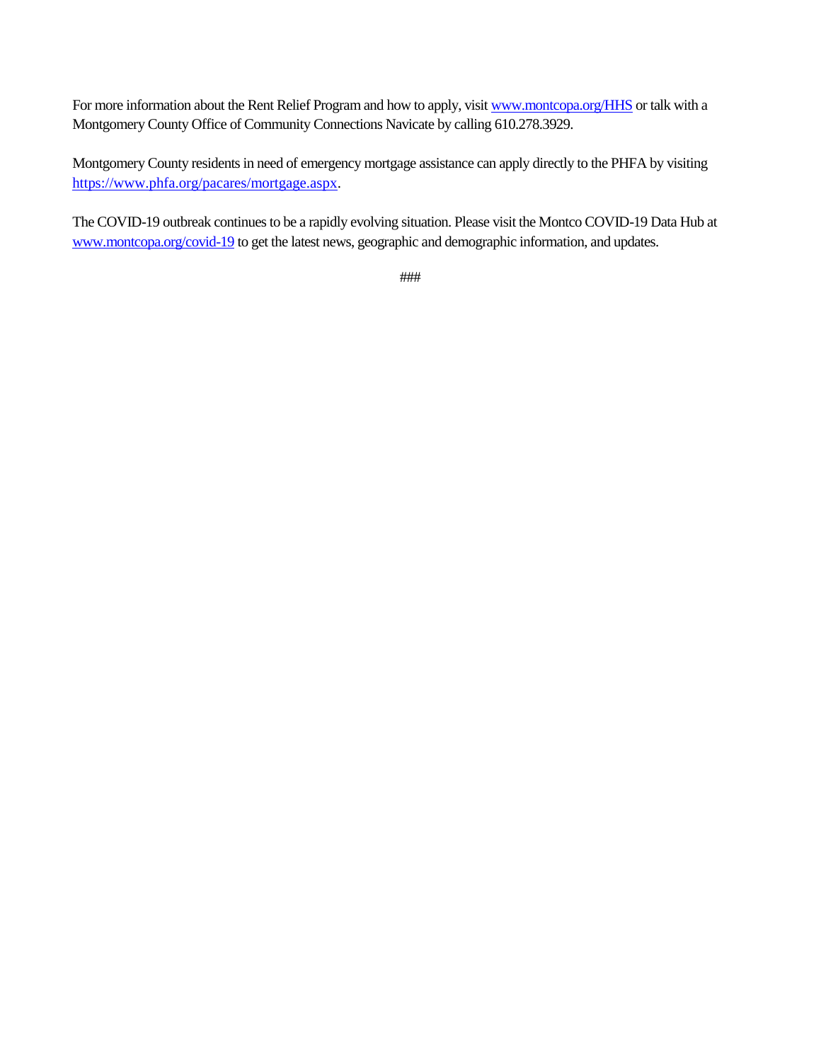For more information about the Rent Relief Program and how to apply, visit [www.montcopa.org/HHS](www.montcopa.org/HHS) or talk with a Montgomery County Office of Community Connections Navicate by calling 610.278.3929.

Montgomery County residents in need of emergency mortgage assistance can apply directly to the PHFA by visiting [https://www.phfa.org/pacares/mortgage.aspx](https://www.phfa.org/pacares/mortgage.aspx).

The COVID-19 outbreak continues to be a rapidly evolving situation. Please visit the Montco COVID-19 Data Hub at [www.montcopa.org/covid-19](www.montcopa.org/covid-19) to get the latest news, geographic and demographic information, and updates.

###